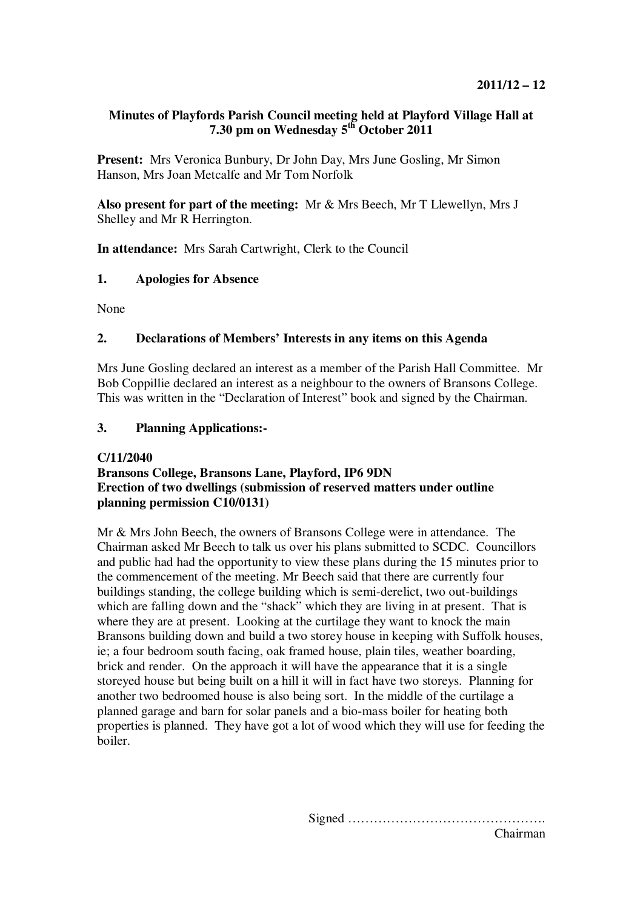**2011/12 – 12**

**Minutes of Playfords Parish Council meeting held at Playford Village Hall at 7.30 pm on Wednesday 5th October 2011**

**Present:** Mrs Veronica Bunbury, Dr John Day, Mrs June Gosling, Mr Simon Hanson, Mrs Joan Metcalfe and Mr Tom Norfolk

**Also present for part of the meeting:** Mr & Mrs Beech, Mr T Llewellyn, Mrs J Shelley and Mr R Herrington.

**In attendance:** Mrs Sarah Cartwright, Clerk to the Council

## 1. Apologies for Absence

None

## 2. Declarations of Members' Interests in any items on this Agenda

Mrs June Gosling declared an interest as a member of the Parish Hall Committee. Mr Bob Coppillie declared an interest as a neighbour to the owners of Bransons College. This was written in the "Declaration of Interest" book and signed by the Chairman.

## 3. Planning Applications:-

**C/11/2040**
**Bransons College, Bransons Lane, Playford, IP6 9DN**
**Erection of two dwellings (submission of reserved matters under outline planning permission C10/0131)**

Mr & Mrs John Beech, the owners of Bransons College were in attendance. The Chairman asked Mr Beech to talk us over his plans submitted to SCDC. Councillors and public had had the opportunity to view these plans during the 15 minutes prior to the commencement of the meeting. Mr Beech said that there are currently four buildings standing, the college building which is semi-derelict, two out-buildings which are falling down and the "shack" which they are living in at present. That is where they are at present. Looking at the curtilage they want to knock the main Bransons building down and build a two storey house in keeping with Suffolk houses, ie; a four bedroom south facing, oak framed house, plain tiles, weather boarding, brick and render. On the approach it will have the appearance that it is a single storeyed house but being built on a hill it will in fact have two storeys. Planning for another two bedroomed house is also being sort. In the middle of the curtilage a planned garage and barn for solar panels and a bio-mass boiler for heating both properties is planned. They have got a lot of wood which they will use for feeding the boiler.

Signed ……………………………………….
Chairman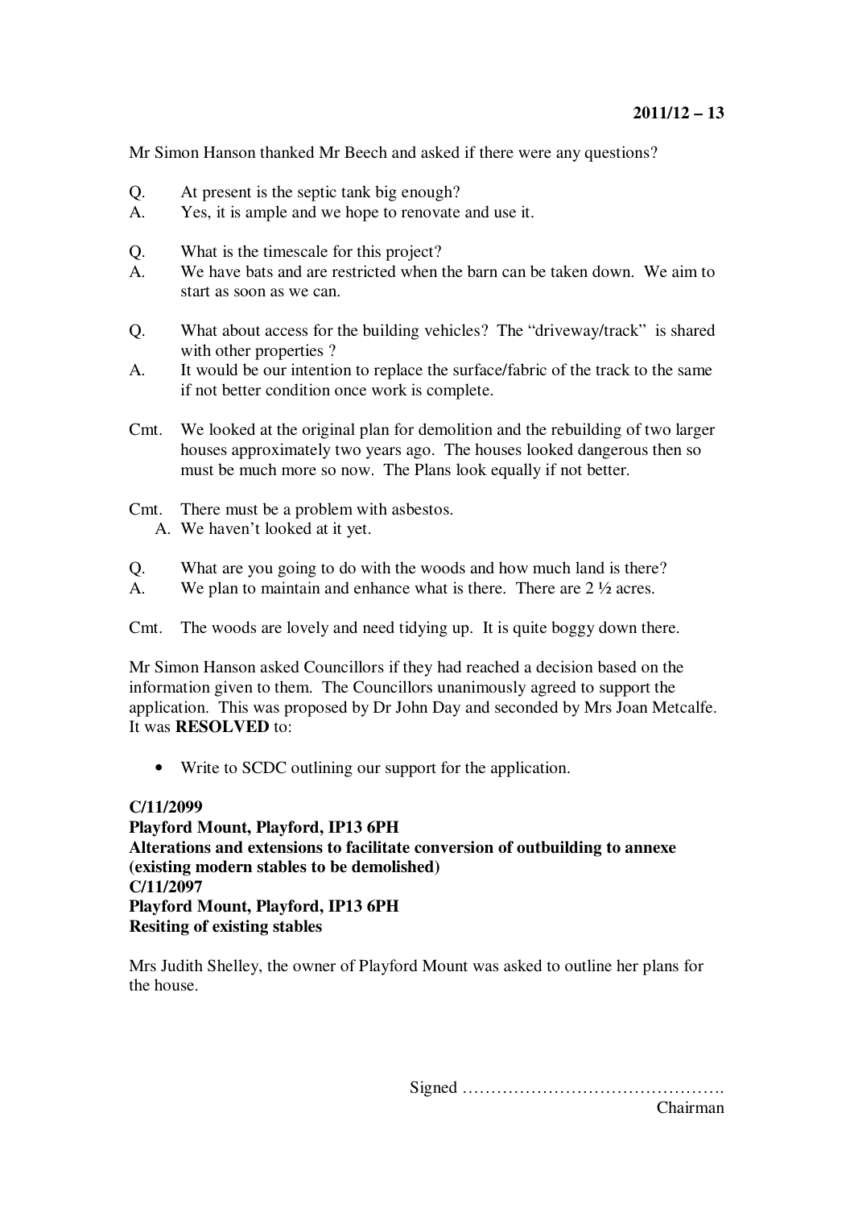Mr Simon Hanson thanked Mr Beech and asked if there were any questions?

Q. At present is the septic tank big enough?
A. Yes, it is ample and we hope to renovate and use it.

Q. What is the timescale for this project?
A. We have bats and are restricted when the barn can be taken down. We aim to start as soon as we can.

Q. What about access for the building vehicles? The "driveway/track" is shared with other properties ?
A. It would be our intention to replace the surface/fabric of the track to the same if not better condition once work is complete.

Cmt. We looked at the original plan for demolition and the rebuilding of two larger houses approximately two years ago. The houses looked dangerous then so must be much more so now. The Plans look equally if not better.

Cmt. There must be a problem with asbestos.
A. We haven't looked at it yet.

Q. What are you going to do with the woods and how much land is there?
A. We plan to maintain and enhance what is there. There are 2 ½ acres.

Cmt. The woods are lovely and need tidying up. It is quite boggy down there.

Mr Simon Hanson asked Councillors if they had reached a decision based on the information given to them. The Councillors unanimously agreed to support the application. This was proposed by Dr John Day and seconded by Mrs Joan Metcalfe. It was **RESOLVED** to:

- Write to SCDC outlining our support for the application.

**C/11/2099**
**Playford Mount, Playford, IP13 6PH**
**Alterations and extensions to facilitate conversion of outbuilding to annexe (existing modern stables to be demolished)**
**C/11/2097**
**Playford Mount, Playford, IP13 6PH**
**Resiting of existing stables**

Mrs Judith Shelley, the owner of Playford Mount was asked to outline her plans for the house.

Signed ……………………………………….
Chairman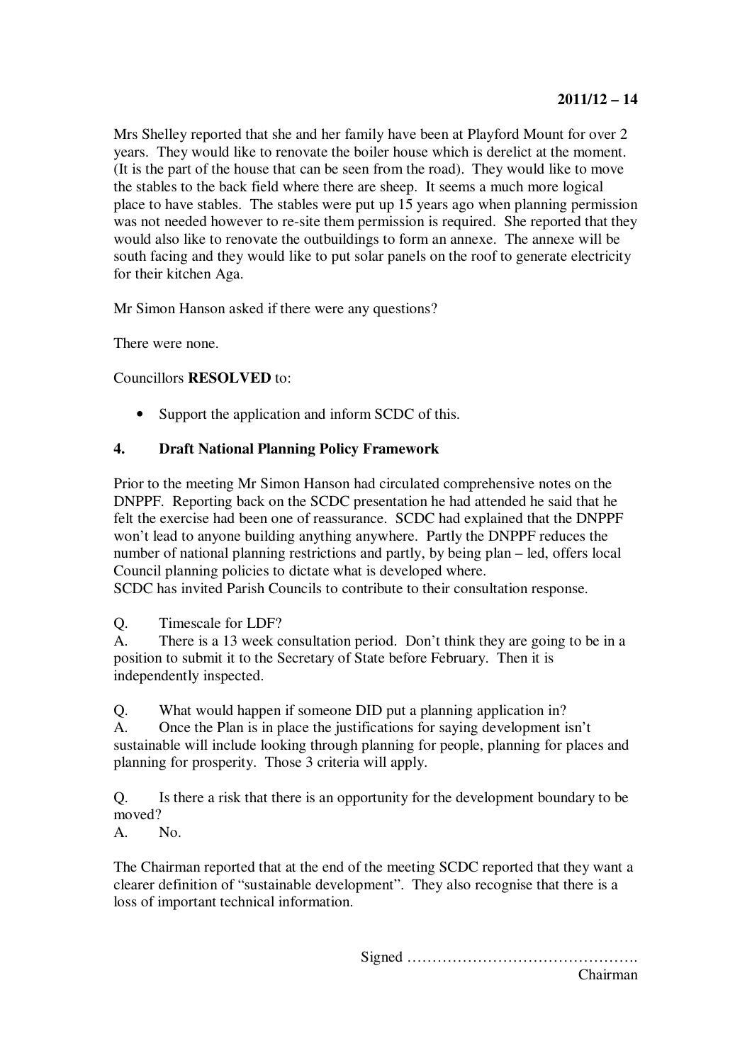Mrs Shelley reported that she and her family have been at Playford Mount for over 2 years. They would like to renovate the boiler house which is derelict at the moment. (It is the part of the house that can be seen from the road). They would like to move the stables to the back field where there are sheep. It seems a much more logical place to have stables. The stables were put up 15 years ago when planning permission was not needed however to re-site them permission is required. She reported that they would also like to renovate the outbuildings to form an annexe. The annexe will be south facing and they would like to put solar panels on the roof to generate electricity for their kitchen Aga.

Mr Simon Hanson asked if there were any questions?

There were none.

Councillors **RESOLVED** to:

- Support the application and inform SCDC of this.

## 4. Draft National Planning Policy Framework

Prior to the meeting Mr Simon Hanson had circulated comprehensive notes on the DNPPF. Reporting back on the SCDC presentation he had attended he said that he felt the exercise had been one of reassurance. SCDC had explained that the DNPPF won't lead to anyone building anything anywhere. Partly the DNPPF reduces the number of national planning restrictions and partly, by being plan – led, offers local Council planning policies to dictate what is developed where.
SCDC has invited Parish Councils to contribute to their consultation response.

Q. Timescale for LDF?
A. There is a 13 week consultation period. Don't think they are going to be in a position to submit it to the Secretary of State before February. Then it is independently inspected.

Q. What would happen if someone DID put a planning application in?
A. Once the Plan is in place the justifications for saying development isn't sustainable will include looking through planning for people, planning for places and planning for prosperity. Those 3 criteria will apply.

Q. Is there a risk that there is an opportunity for the development boundary to be moved?
A. No.

The Chairman reported that at the end of the meeting SCDC reported that they want a clearer definition of "sustainable development". They also recognise that there is a loss of important technical information.

Signed ……………………………………….
Chairman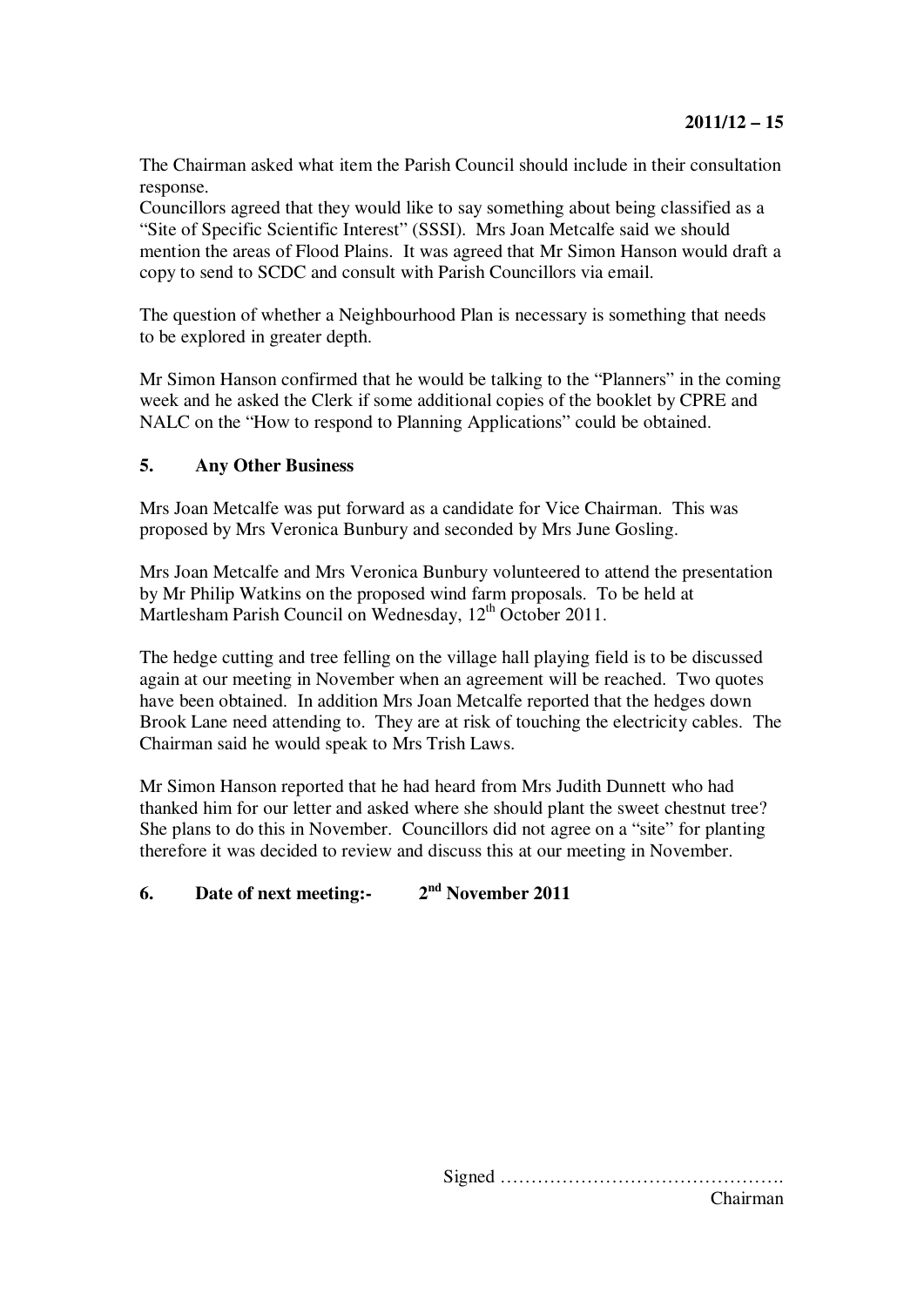The Chairman asked what item the Parish Council should include in their consultation response.

Councillors agreed that they would like to say something about being classified as a "Site of Specific Scientific Interest" (SSSI). Mrs Joan Metcalfe said we should mention the areas of Flood Plains. It was agreed that Mr Simon Hanson would draft a copy to send to SCDC and consult with Parish Councillors via email.

The question of whether a Neighbourhood Plan is necessary is something that needs to be explored in greater depth.

Mr Simon Hanson confirmed that he would be talking to the "Planners" in the coming week and he asked the Clerk if some additional copies of the booklet by CPRE and NALC on the "How to respond to Planning Applications" could be obtained.

## 5. Any Other Business

Mrs Joan Metcalfe was put forward as a candidate for Vice Chairman. This was proposed by Mrs Veronica Bunbury and seconded by Mrs June Gosling.

Mrs Joan Metcalfe and Mrs Veronica Bunbury volunteered to attend the presentation by Mr Philip Watkins on the proposed wind farm proposals. To be held at Martlesham Parish Council on Wednesday, 12th October 2011.

The hedge cutting and tree felling on the village hall playing field is to be discussed again at our meeting in November when an agreement will be reached. Two quotes have been obtained. In addition Mrs Joan Metcalfe reported that the hedges down Brook Lane need attending to. They are at risk of touching the electricity cables. The Chairman said he would speak to Mrs Trish Laws.

Mr Simon Hanson reported that he had heard from Mrs Judith Dunnett who had thanked him for our letter and asked where she should plant the sweet chestnut tree? She plans to do this in November. Councillors did not agree on a "site" for planting therefore it was decided to review and discuss this at our meeting in November.

## 6. Date of next meeting:- 2nd November 2011

Signed ……………………………………….

Chairman